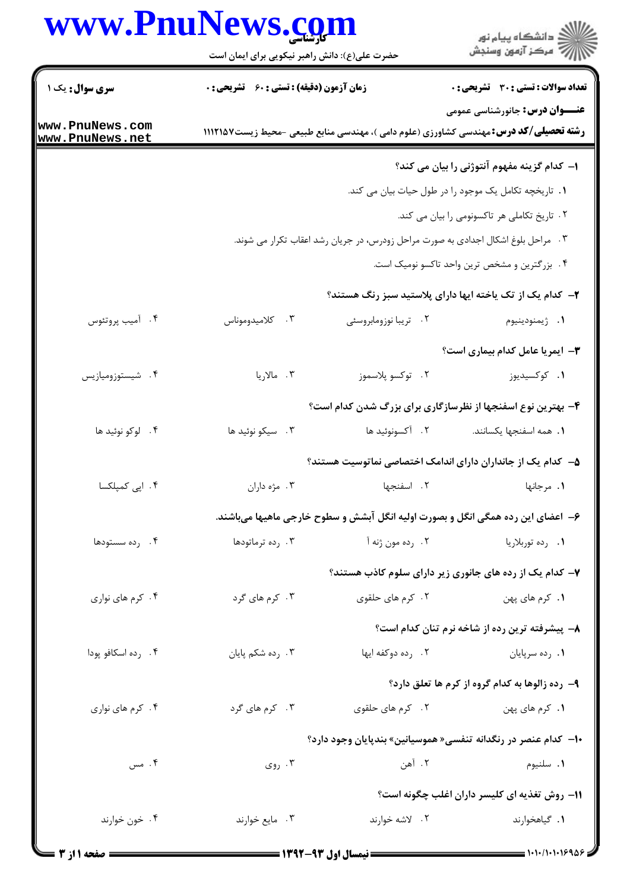**سری سوال:** یک ۱

**زمان آزمون (دقیقه) : تستی : ۶۰ تشریحی : ۰**

**تعداد سوالات : تستی : ۳۰ تشریحی : ۰**

**عنـــوان درس:** جانورشناسی عمومی

**رشته تحصیلی/کد درس:** مهندسی کشاورزی (علوم دامی )، مهندسی منابع طبیعی -محیط زیست ۱۱۱۲۱۵۷

**۱- کدام گزینه مفهوم آنتوژنی را بیان می کند؟**

۱. تاریخچه تکامل یک موجود را در طول حیات بیان می کند.

۲. تاریخ تکاملی هر تاکسونومی را بیان می کند.

۳. مراحل بلوغ اشکال اجدادی به صورت مراحل زودرس، در جریان رشد اعقاب تکرار می شوند.

۴. بزرگترین و مشخص ترین واحد تاکسو نومیک است.

**۲- کدام یک از تک یاخته ایها دارای پلاستید سبز رنگ هستند؟**

۱. ژیمنودینیوم ۲. تریپا نوزومابروسئی ۳. کلامیدوموناس ۴. آمیب پروتئوس

**۳- ایمریا عامل کدام بیماری است؟**

۱. کوکسیدیوز ۲. توکسو پلاسموز ۳. مالاریا ۴. شیستوزومیازیس

**۴- بهترین نوع اسفنجها از نظرسازگاری برای بزرگ شدن کدام است؟**

۱. همه اسفنجها یکسانند. ۲. آکسونوئید ها ۳. سیکو نوئید ها ۴. لوکو نوئید ها

**۵- کدام یک از جانداران دارای اندامک اختصاصی نماتوسیت هستند؟**

۱. مرجانها ۲. اسفنجها ۳. مژه داران ۴. اپی کمپلکسا

**۶- اعضای این رده همگی انگل و بصورت اولیه انگل آبشش و سطوح خارجی ماهیها میباشند.**

۱. رده توربلاریا ۲. رده مون ژنه آ ۳. رده ترماتودها ۴. رده سستودها

**۷- کدام یک از رده های جانوری زیر دارای سلوم کاذب هستند؟**

۱. کرم های پهن ۲. کرم های حلقوی ۳. کرم های گرد ۴. کرم های نواری

**۸- پیشرفته ترین رده از شاخه نرم تنان کدام است؟**

۱. رده سرپایان ۲. رده دوکفه ایها ۳. رده شکم پایان ۴. رده اسکافو پودا

**۹- رده زالوها به کدام گروه از کرم ها تعلق دارد؟**

۱. کرم های پهن ۲. کرم های حلقوی ۳. کرم های گرد ۴. کرم های نواری

**۱۰- کدام عنصر در رنگدانه تنفسی« هموسیانین» بندپایان وجود دارد؟**

۱. سلنیوم ۲. آهن ۳. روی ۴. مس

**۱۱- روش تغذیه ای کلیسر داران اغلب چگونه است؟**

۱. گیاهخوارند ۲. لاشه خوارند ۳. مایع خوارند ۴. خون خوارند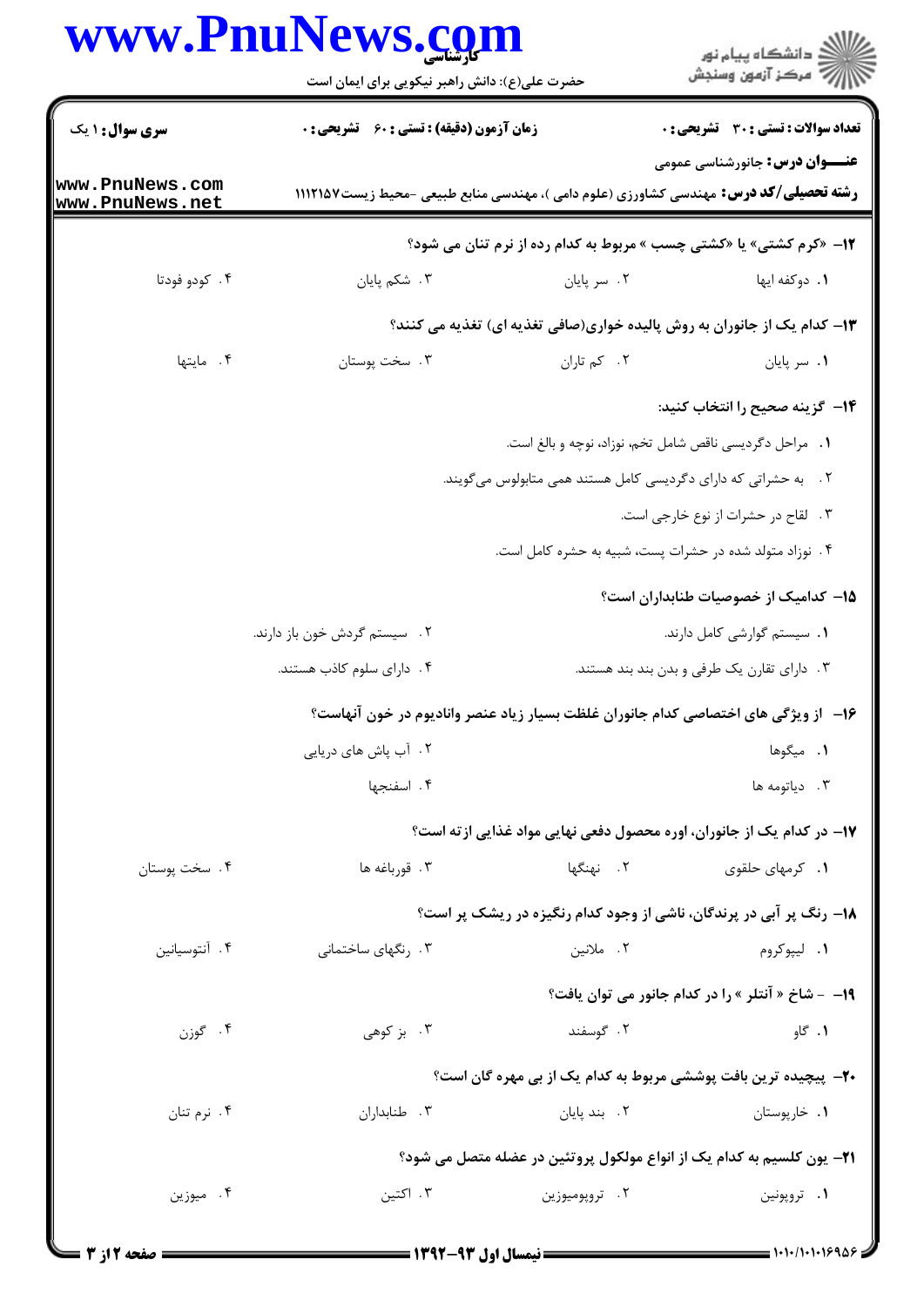**سری سوال:** ۱ یک

**زمان آزمون (دقیقه) : تستی : ۶۰ تشریحی : ۰**

**تعداد سوالات : تستی : ۳۰ تشریحی : ۰**

**عنـــوان درس:** جانورشناسی عمومی

**رشته تحصیلی/کد درس:** مهندسی کشاورزی (علوم دامی )، مهندسی منابع طبیعی -محیط زیست۱۱۱۲۱۵۷

**۱۲-** «کرم کشتی» یا «کشتی چسب » مربوط به کدام رده از نرم تنان می شود؟

۱. دوکفه ایها
۲. سر پایان
۳. شکم پایان
۴. کودو فودتا

**۱۳-** کدام یک از جانوران به روش پالیده خواری(صافی تغذیه ای) تغذیه می کنند؟

۱. سر پایان
۲. کم تاران
۳. سخت پوستان
۴. مایتها

**۱۴-** گزینه صحیح را انتخاب کنید:

۱. مراحل دگردیسی ناقص شامل تخم، نوزاد، نوچه و بالغ است.
۲. به حشراتی که دارای دگردیسی کامل هستند همی متابولوس می‌گویند.
۳. لقاح در حشرات از نوع خارجی است.
۴. نوزاد متولد شده در حشرات پست، شبیه به حشره کامل است.

**۱۵-** کدامیک از خصوصیات طنابداران است؟

۱. سیستم گوارشی کامل دارند.
۲. سیستم گردش خون باز دارند.
۳. دارای تقارن یک طرفی و بدن بند بند هستند.
۴. دارای سلوم کاذب هستند.

**۱۶-** از ویژگی های اختصاصی کدام جانوران غلظت بسیار زیاد عنصر وانادیوم در خون آنهاست؟

۱. میگوها
۲. آب پاش های دریایی
۳. دیاتومه ها
۴. اسفنجها

**۱۷-** در کدام یک از جانوران، اوره محصول دفعی نهایی مواد غذایی ازته است؟

۱. کرمهای حلقوی
۲. نهنگها
۳. قورباغه ها
۴. سخت پوستان

**۱۸-** رنگ پر آبی در پرندگان، ناشی از وجود کدام رنگیزه در ریشک پر است؟

۱. لیپوکروم
۲. ملانین
۳. رنگهای ساختمانی
۴. آنتوسیانین

**۱۹-** - شاخ « آنتلر » را در کدام جانور می توان یافت؟

۱. گاو
۲. گوسفند
۳. بز کوهی
۴. گوزن

**۲۰-** پیچیده ترین بافت پوششی مربوط به کدام یک از بی مهره گان است؟

۱. خارپوستان
۲. بند پایان
۳. طنابداران
۴. نرم تنان

**۲۱-** یون کلسیم به کدام یک از انواع مولکول پروتئین در عضله متصل می شود؟

۱. تروپونین
۲. تروپومیوزین
۳. اکتین
۴. میوزین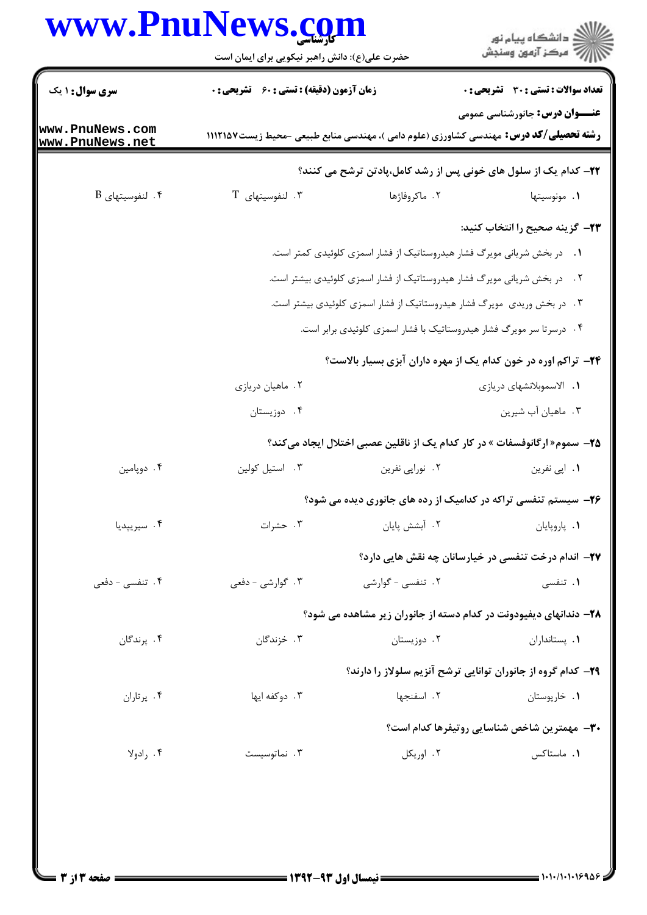۲۲- کدام یک از سلول های خونی پس از رشد کامل،پادتن ترشح می کنند؟

۱. مونوسیتها
۲. ماکروفاژها
۳. لنفوسیتهای T
۴. لنفوسیتهای B

۲۳- گزینه صحیح را انتخاب کنید:

۱. در بخش شریانی مویرگ فشار هیدروستاتیک از فشار اسمزی کلوئیدی کمتر است.
۲. در بخش شریانی مویرگ فشار هیدروستاتیک از فشار اسمزی کلوئیدی بیشتر است.
۳. در بخش وریدی مویرگ فشار هیدروستاتیک از فشار اسمزی کلوئیدی بیشتر است.
۴. درسرتا سر مویرگ فشار هیدروستاتیک با فشار اسمزی کلوئیدی برابر است.

۲۴- تراکم اوره در خون کدام یک از مهره داران آبزی بسیار بالاست؟

۱. الاسموبلانشهای دریازی
۲. ماهیان دریازی
۳. ماهیان آب شیرین
۴. دوزیستان

۲۵- سموم« ارگانوفسفات » در کار کدام یک از ناقلین عصبی اختلال ایجاد می‌کند؟

۱. اپی نفرین
۲. نوراپی نفرین
۳. استیل کولین
۴. دوپامین

۲۶- سیستم تنفسی تراکه در کدامیک از رده های جانوری دیده می شود؟

۱. پاروپایان
۲. آبشش پایان
۳. حشرات
۴. سیرپیدیا

۲۷- اندام درخت تنفسی در خیارسانان چه نقش هایی دارد؟

۱. تنفسی
۲. تنفسی - گوارشی
۳. گوارشی - دفعی
۴. تنفسی - دفعی

۲۸- دندانهای دیفیودونت در کدام دسته از جانوران زیر مشاهده می شود؟

۱. پستانداران
۲. دوزیستان
۳. خزندگان
۴. پرندگان

۲۹- کدام گروه از جانوران توانایی ترشح آنزیم سلولاز را دارند؟

۱. خارپوستان
۲. اسفنجها
۳. دوکفه ایها
۴. پرتاران

۳۰- مهمترین شاخص شناسایی روتیفرها کدام است؟

۱. ماستاکس
۲. اوریکل
۳. نماتوسیست
۴. رادولا